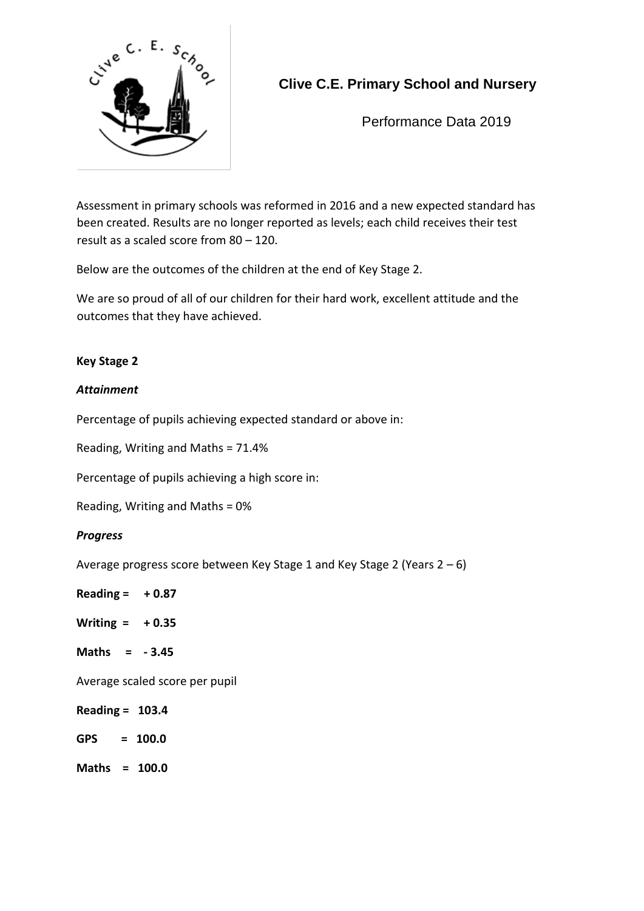# Clive C.E. Primary School and Nursery

Performance Data 2019

Assessment in primary schools was reformed in 2016 and a new expected standard has been created. Results are no longer reported as levels; each child receives their test result as a scaled score from 80 – 120.

Below are the outcomes of the children at the end of Key Stage 2.

We are so proud of all of our children for their hard work, excellent attitude and the outcomes that they have achieved.

## Key Stage 2

### *Attainment*

Percentage of pupils achieving expected standard or above in:

Reading, Writing and Maths = 71.4%

Percentage of pupils achieving a high score in:

Reading, Writing and Maths = 0%

### *Progress*

Average progress score between Key Stage 1 and Key Stage 2 (Years 2 – 6)

**Reading = + 0.87**

**Writing = + 0.35**

**Maths = - 3.45**

Average scaled score per pupil

**Reading = 103.4**

**GPS = 100.0**

**Maths = 100.0**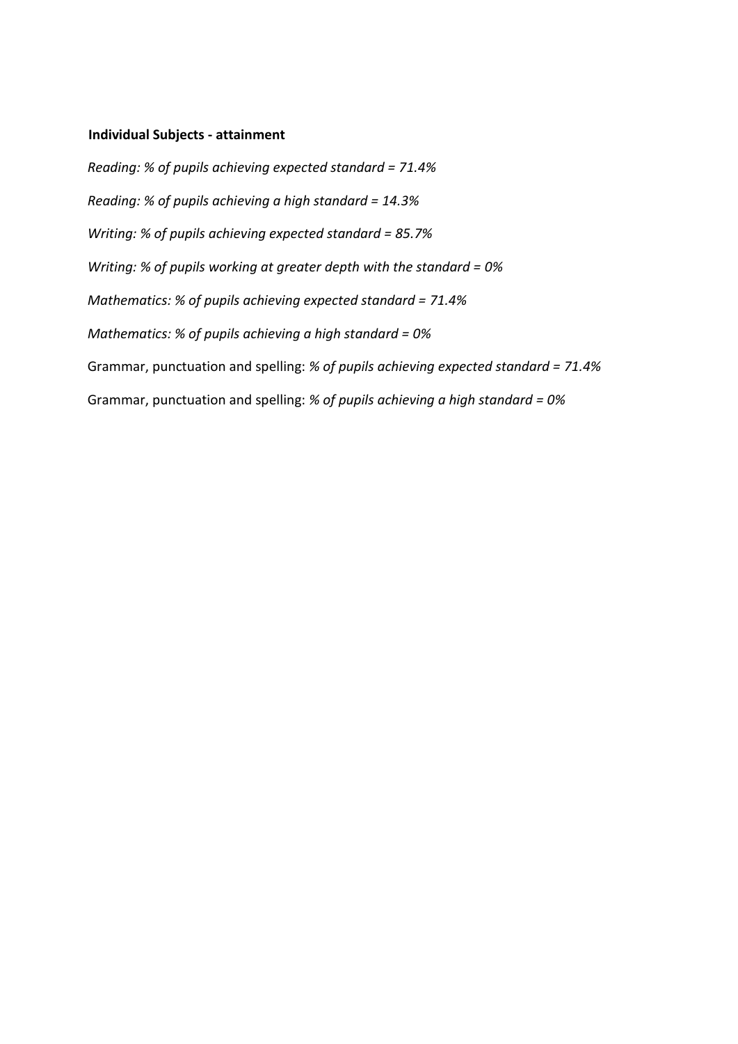**Individual Subjects - attainment**

*Reading: % of pupils achieving expected standard = 71.4%*

*Reading: % of pupils achieving a high standard = 14.3%*

*Writing: % of pupils achieving expected standard = 85.7%*

*Writing: % of pupils working at greater depth with the standard = 0%*

*Mathematics: % of pupils achieving expected standard = 71.4%*

*Mathematics: % of pupils achieving a high standard = 0%*

Grammar, punctuation and spelling: *% of pupils achieving expected standard = 71.4%*

Grammar, punctuation and spelling: *% of pupils achieving a high standard = 0%*